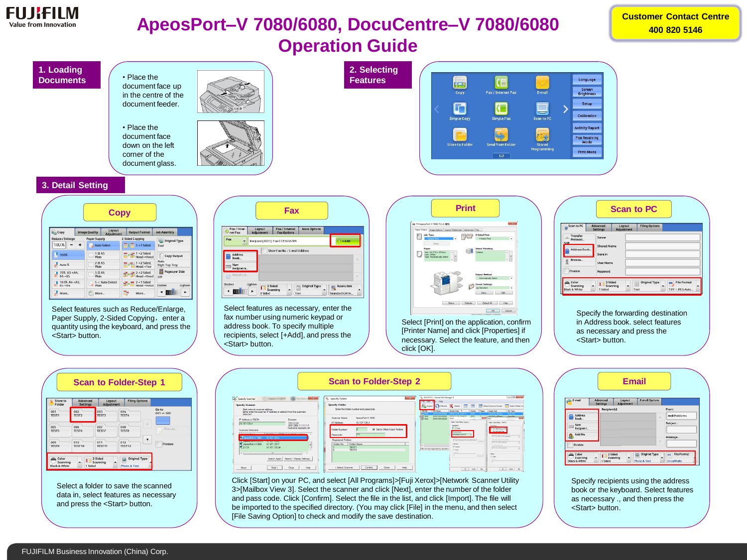FUJIFILM
Value from Innovation

# ApeosPort–V 7080/6080, DocuCentre–V 7080/6080 Operation Guide

**Customer Contact Centre**
**400 820 5146**

## 1. Loading Documents

- Place the document face up in the centre of the document feeder.
- Place the document face down on the left corner of the document glass.

## 2. Selecting Features

## 3. Detail Setting

### Copy

Select features such as Reduce/Enlarge, Paper Supply, 2-Sided Copying，enter a quantity using the keyboard, and press the <Start> button.

### Fax

Select features as necessary, enter the fax number using numeric keypad or address book. To specify multiple recipients, select [+Add], and press the <Start> button.

### Print

Select [Print] on the application, confirm [Printer Name] and click [Properties] if necessary. Select the feature, and then click [OK].

### Scan to PC

Specify the forwarding destination in Address book. select features as necessary and press the <Start> button.

### Scan to Folder-Step 1

Select a folder to save the scanned data in, select features as necessary and press the <Start> button.

### Scan to Folder-Step 2

Click [Start] on your PC, and select [All Programs]>[Fuji Xerox]>[Network Scanner Utility 3>[Mailbox View 3]. Select the scanner and click [Next], enter the number of the folder and pass code. Click [Confirm]. Select the file in the list, and click [Import]. The file will be imported to the specified directory. (You may click [File] in the menu, and then select [File Saving Option] to check and modify the save destination.

### Email

Specify recipients using the address book or the keyboard. Select features as necessary ., and then press the <Start> button.

FUJIFILM Business Innovation (China) Corp.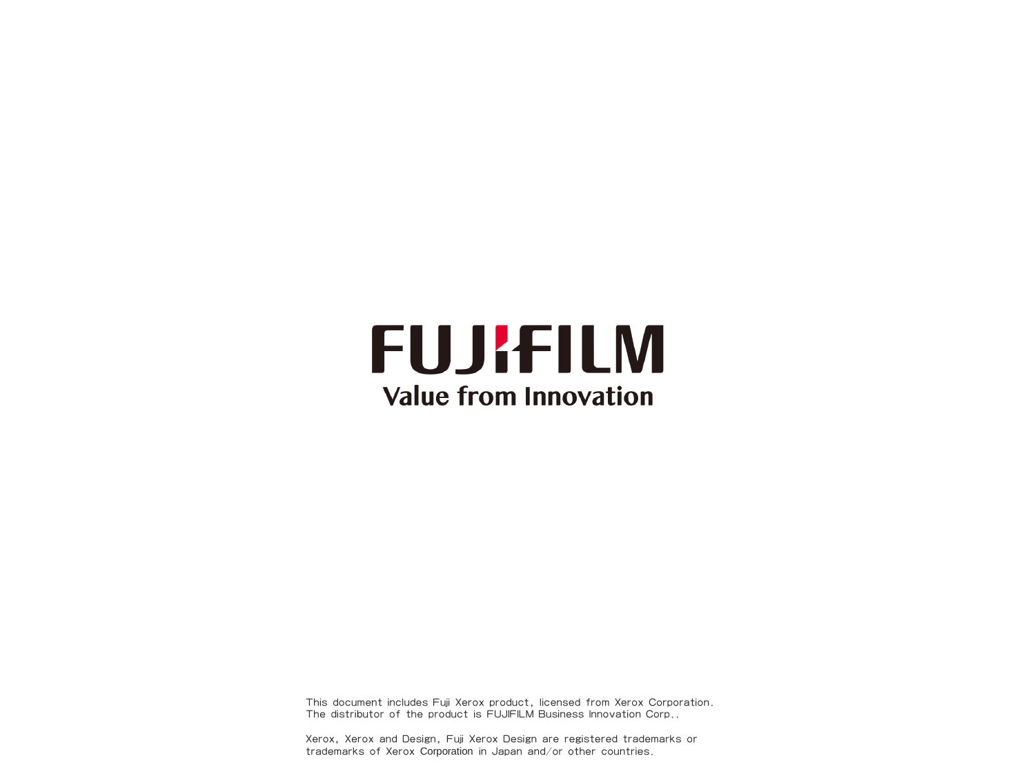FUJIFILM

Value from Innovation

This document includes Fuji Xerox product, licensed from Xerox Corporation.
The distributor of the product is FUJIFILM Business Innovation Corp..

Xerox, Xerox and Design, Fuji Xerox Design are registered trademarks or trademarks of Xerox Corporation in Japan and/or other countries.